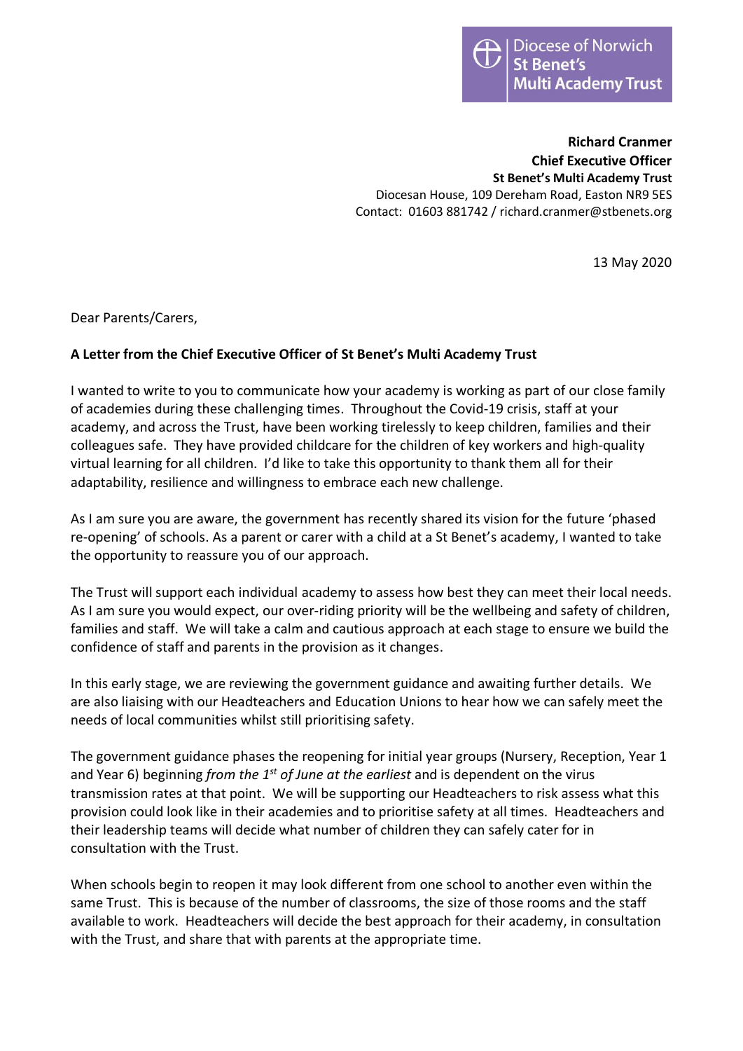Diocese of Norwich
St Benet's
Multi Academy Trust

**Richard Cranmer**
**Chief Executive Officer**
**St Benet's Multi Academy Trust**
Diocesan House, 109 Dereham Road, Easton NR9 5ES
Contact: 01603 881742 / richard.cranmer@stbenets.org

13 May 2020

Dear Parents/Carers,

**A Letter from the Chief Executive Officer of St Benet's Multi Academy Trust**

I wanted to write to you to communicate how your academy is working as part of our close family of academies during these challenging times. Throughout the Covid-19 crisis, staff at your academy, and across the Trust, have been working tirelessly to keep children, families and their colleagues safe. They have provided childcare for the children of key workers and high-quality virtual learning for all children. I'd like to take this opportunity to thank them all for their adaptability, resilience and willingness to embrace each new challenge.

As I am sure you are aware, the government has recently shared its vision for the future 'phased re-opening' of schools. As a parent or carer with a child at a St Benet's academy, I wanted to take the opportunity to reassure you of our approach.

The Trust will support each individual academy to assess how best they can meet their local needs. As I am sure you would expect, our over-riding priority will be the wellbeing and safety of children, families and staff. We will take a calm and cautious approach at each stage to ensure we build the confidence of staff and parents in the provision as it changes.

In this early stage, we are reviewing the government guidance and awaiting further details. We are also liaising with our Headteachers and Education Unions to hear how we can safely meet the needs of local communities whilst still prioritising safety.

The government guidance phases the reopening for initial year groups (Nursery, Reception, Year 1 and Year 6) beginning *from the 1st of June at the earliest* and is dependent on the virus transmission rates at that point. We will be supporting our Headteachers to risk assess what this provision could look like in their academies and to prioritise safety at all times. Headteachers and their leadership teams will decide what number of children they can safely cater for in consultation with the Trust.

When schools begin to reopen it may look different from one school to another even within the same Trust. This is because of the number of classrooms, the size of those rooms and the staff available to work. Headteachers will decide the best approach for their academy, in consultation with the Trust, and share that with parents at the appropriate time.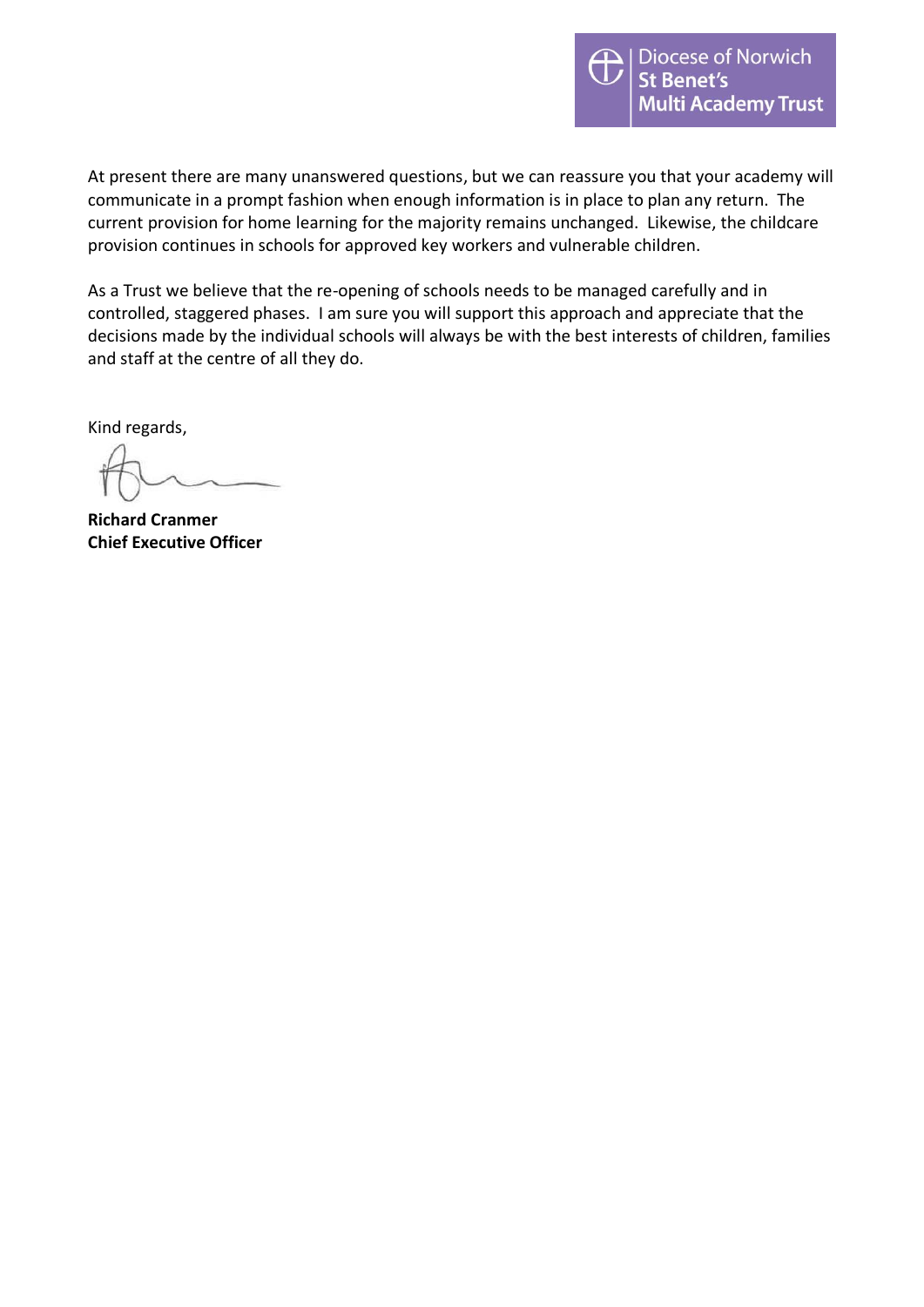At present there are many unanswered questions, but we can reassure you that your academy will communicate in a prompt fashion when enough information is in place to plan any return. The current provision for home learning for the majority remains unchanged. Likewise, the childcare provision continues in schools for approved key workers and vulnerable children.

As a Trust we believe that the re-opening of schools needs to be managed carefully and in controlled, staggered phases. I am sure you will support this approach and appreciate that the decisions made by the individual schools will always be with the best interests of children, families and staff at the centre of all they do.

Kind regards,

**Richard Cranmer**
**Chief Executive Officer**